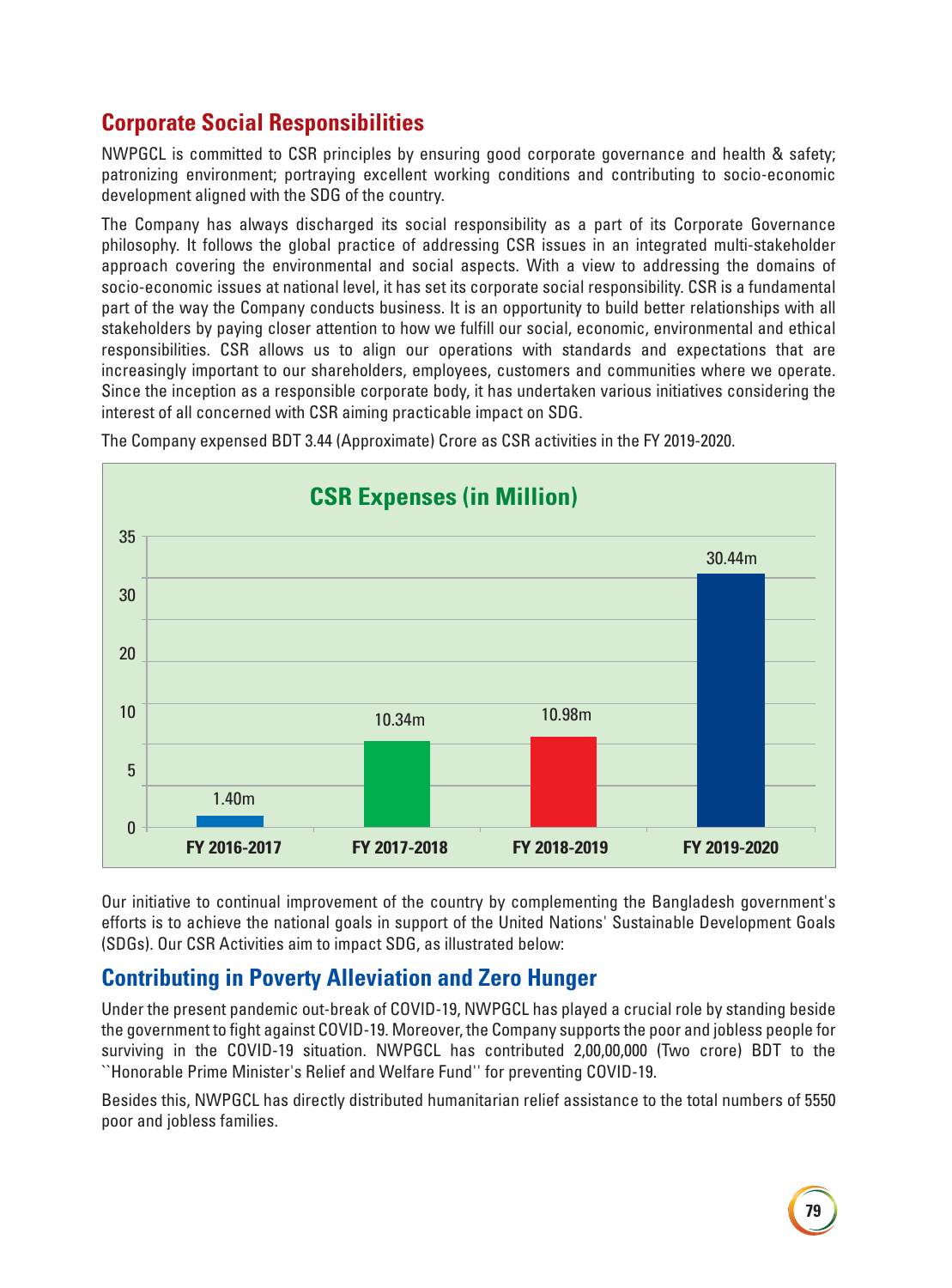## Corporate Social Responsibilities

NWPGCL is committed to CSR principles by ensuring good corporate governance and health & safety; patronizing environment; portraying excellent working conditions and contributing to socio-economic development aligned with the SDG of the country.

The Company has always discharged its social responsibility as a part of its Corporate Governance philosophy. It follows the global practice of addressing CSR issues in an integrated multi-stakeholder approach covering the environmental and social aspects. With a view to addressing the domains of socio-economic issues at national level, it has set its corporate social responsibility. CSR is a fundamental part of the way the Company conducts business. It is an opportunity to build better relationships with all stakeholders by paying closer attention to how we fulfill our social, economic, environmental and ethical responsibilities. CSR allows us to align our operations with standards and expectations that are increasingly important to our shareholders, employees, customers and communities where we operate. Since the inception as a responsible corporate body, it has undertaken various initiatives considering the interest of all concerned with CSR aiming practicable impact on SDG.

The Company expensed BDT 3.44 (Approximate) Crore as CSR activities in the FY 2019-2020.

**CSR Expenses (in Million)**

| FY 2016-2017 | FY 2017-2018 | FY 2018-2019 | FY 2019-2020 |
|---|---|---|---|
| 1.40m | 10.34m | 10.98m | 30.44m |

Our initiative to continual improvement of the country by complementing the Bangladesh government's efforts is to achieve the national goals in support of the United Nations' Sustainable Development Goals (SDGs). Our CSR Activities aim to impact SDG, as illustrated below:

## Contributing in Poverty Alleviation and Zero Hunger

Under the present pandemic out-break of COVID-19, NWPGCL has played a crucial role by standing beside the government to fight against COVID-19. Moreover, the Company supports the poor and jobless people for surviving in the COVID-19 situation. NWPGCL has contributed 2,00,00,000 (Two crore) BDT to the ``Honorable Prime Minister's Relief and Welfare Fund'' for preventing COVID-19.

Besides this, NWPGCL has directly distributed humanitarian relief assistance to the total numbers of 5550 poor and jobless families.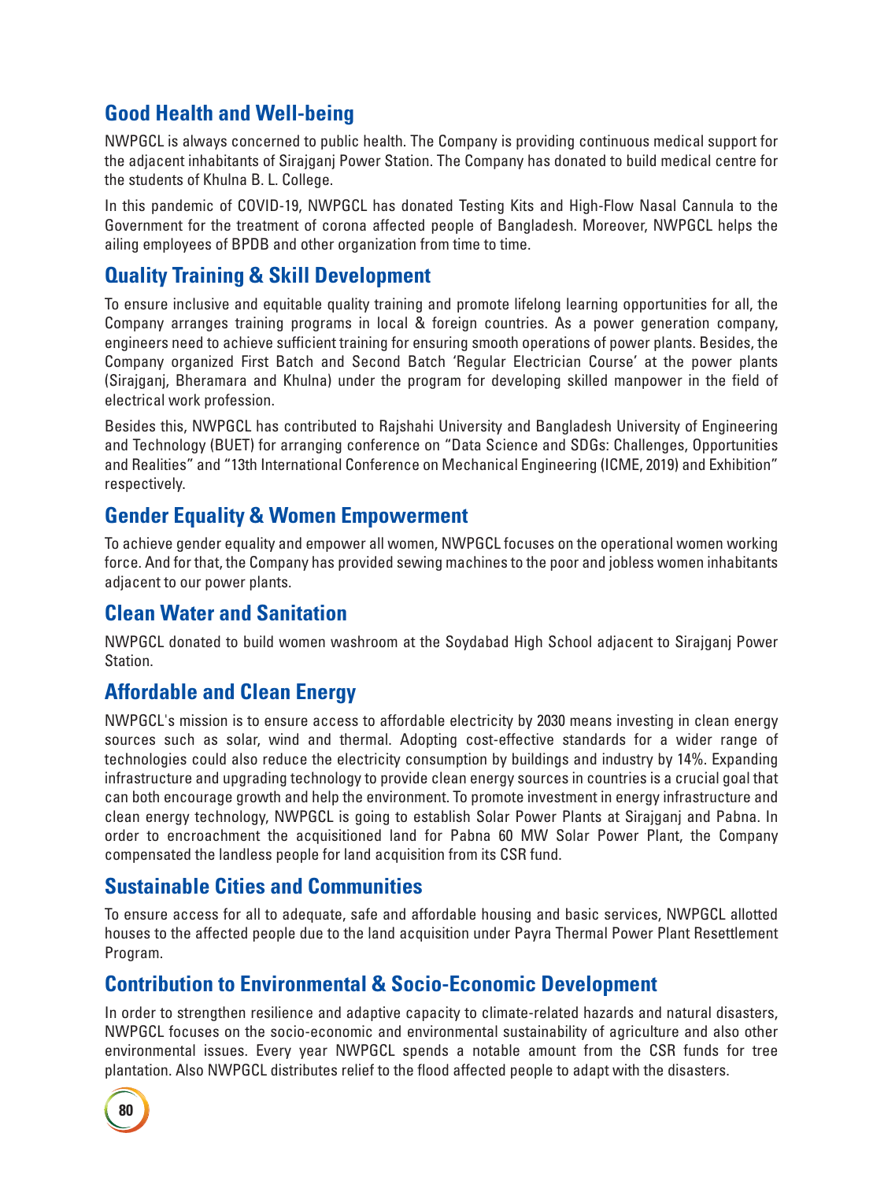## Good Health and Well-being

NWPGCL is always concerned to public health. The Company is providing continuous medical support for the adjacent inhabitants of Sirajganj Power Station. The Company has donated to build medical centre for the students of Khulna B. L. College.

In this pandemic of COVID-19, NWPGCL has donated Testing Kits and High-Flow Nasal Cannula to the Government for the treatment of corona affected people of Bangladesh. Moreover, NWPGCL helps the ailing employees of BPDB and other organization from time to time.

## Quality Training & Skill Development

To ensure inclusive and equitable quality training and promote lifelong learning opportunities for all, the Company arranges training programs in local & foreign countries. As a power generation company, engineers need to achieve sufficient training for ensuring smooth operations of power plants. Besides, the Company organized First Batch and Second Batch 'Regular Electrician Course' at the power plants (Sirajganj, Bheramara and Khulna) under the program for developing skilled manpower in the field of electrical work profession.

Besides this, NWPGCL has contributed to Rajshahi University and Bangladesh University of Engineering and Technology (BUET) for arranging conference on "Data Science and SDGs: Challenges, Opportunities and Realities" and "13th International Conference on Mechanical Engineering (ICME, 2019) and Exhibition" respectively.

## Gender Equality & Women Empowerment

To achieve gender equality and empower all women, NWPGCL focuses on the operational women working force. And for that, the Company has provided sewing machines to the poor and jobless women inhabitants adjacent to our power plants.

## Clean Water and Sanitation

NWPGCL donated to build women washroom at the Soydabad High School adjacent to Sirajganj Power Station.

## Affordable and Clean Energy

NWPGCL's mission is to ensure access to affordable electricity by 2030 means investing in clean energy sources such as solar, wind and thermal. Adopting cost-effective standards for a wider range of technologies could also reduce the electricity consumption by buildings and industry by 14%. Expanding infrastructure and upgrading technology to provide clean energy sources in countries is a crucial goal that can both encourage growth and help the environment. To promote investment in energy infrastructure and clean energy technology, NWPGCL is going to establish Solar Power Plants at Sirajganj and Pabna. In order to encroachment the acquisitioned land for Pabna 60 MW Solar Power Plant, the Company compensated the landless people for land acquisition from its CSR fund.

## Sustainable Cities and Communities

To ensure access for all to adequate, safe and affordable housing and basic services, NWPGCL allotted houses to the affected people due to the land acquisition under Payra Thermal Power Plant Resettlement Program.

## Contribution to Environmental & Socio-Economic Development

In order to strengthen resilience and adaptive capacity to climate-related hazards and natural disasters, NWPGCL focuses on the socio-economic and environmental sustainability of agriculture and also other environmental issues. Every year NWPGCL spends a notable amount from the CSR funds for tree plantation. Also NWPGCL distributes relief to the flood affected people to adapt with the disasters.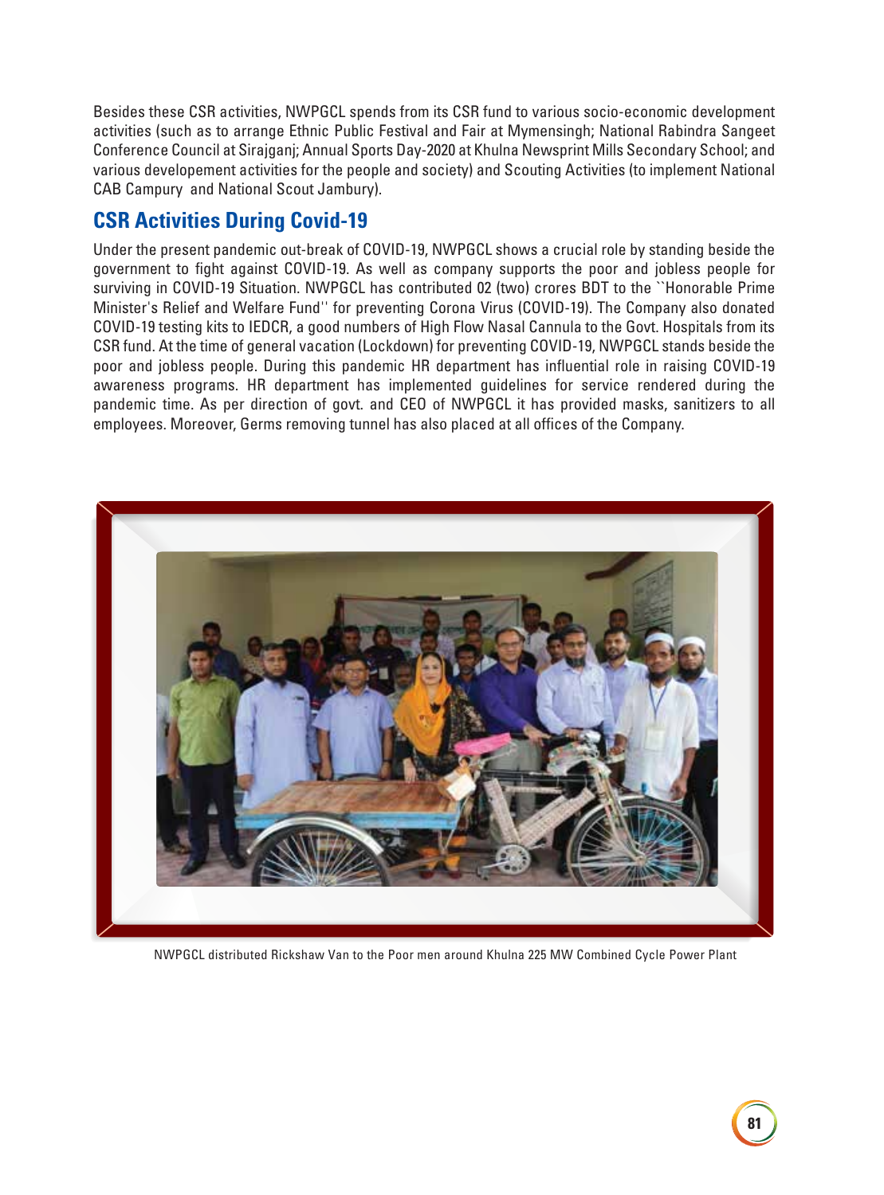Besides these CSR activities, NWPGCL spends from its CSR fund to various socio-economic development activities (such as to arrange Ethnic Public Festival and Fair at Mymensingh; National Rabindra Sangeet Conference Council at Sirajganj; Annual Sports Day-2020 at Khulna Newsprint Mills Secondary School; and various developement activities for the people and society) and Scouting Activities (to implement National CAB Campury and National Scout Jambury).

## CSR Activities During Covid-19

Under the present pandemic out-break of COVID-19, NWPGCL shows a crucial role by standing beside the government to fight against COVID-19. As well as company supports the poor and jobless people for surviving in COVID-19 Situation. NWPGCL has contributed 02 (two) crores BDT to the ``Honorable Prime Minister's Relief and Welfare Fund'' for preventing Corona Virus (COVID-19). The Company also donated COVID-19 testing kits to IEDCR, a good numbers of High Flow Nasal Cannula to the Govt. Hospitals from its CSR fund. At the time of general vacation (Lockdown) for preventing COVID-19, NWPGCL stands beside the poor and jobless people. During this pandemic HR department has influential role in raising COVID-19 awareness programs. HR department has implemented guidelines for service rendered during the pandemic time. As per direction of govt. and CEO of NWPGCL it has provided masks, sanitizers to all employees. Moreover, Germs removing tunnel has also placed at all offices of the Company.

NWPGCL distributed Rickshaw Van to the Poor men around Khulna 225 MW Combined Cycle Power Plant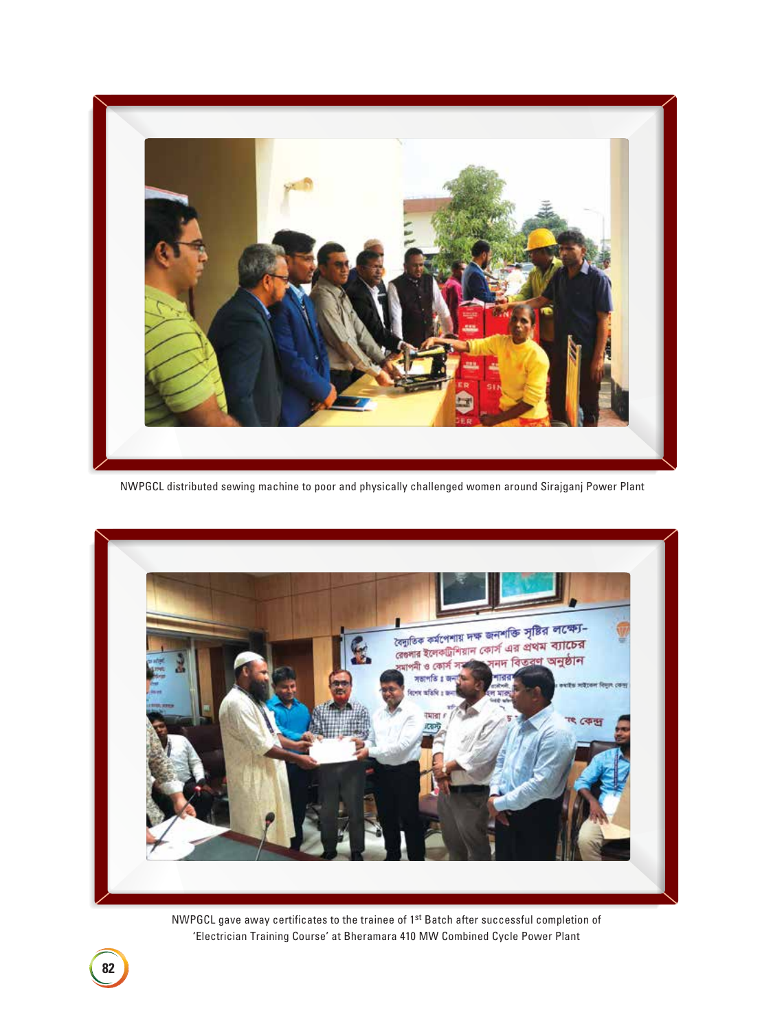NWPGCL distributed sewing machine to poor and physically challenged women around Sirajganj Power Plant

NWPGCL gave away certificates to the trainee of 1st Batch after successful completion of 'Electrician Training Course' at Bheramara 410 MW Combined Cycle Power Plant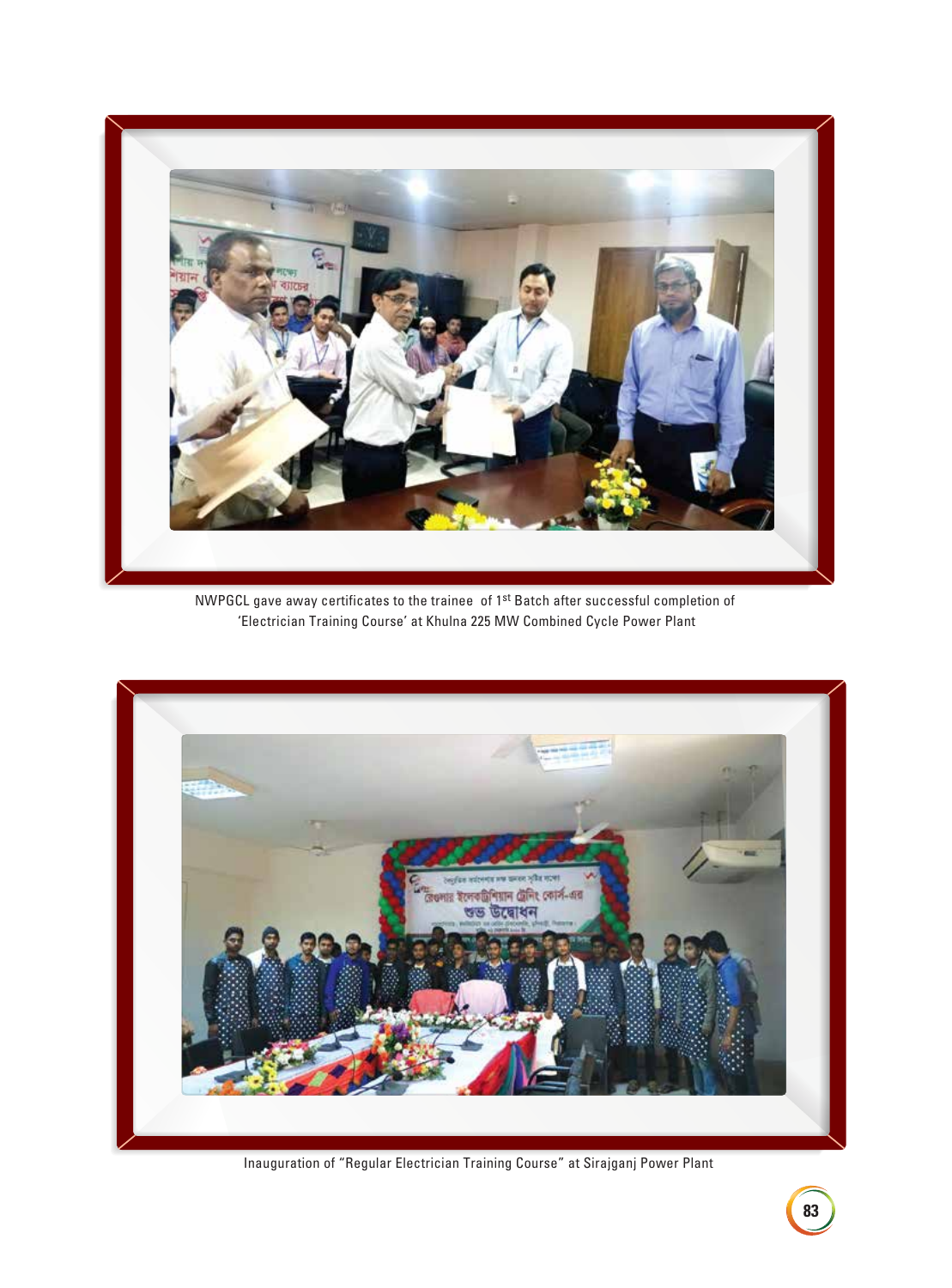NWPGCL gave away certificates to the trainee of 1st Batch after successful completion of 'Electrician Training Course' at Khulna 225 MW Combined Cycle Power Plant

Inauguration of "Regular Electrician Training Course" at Sirajganj Power Plant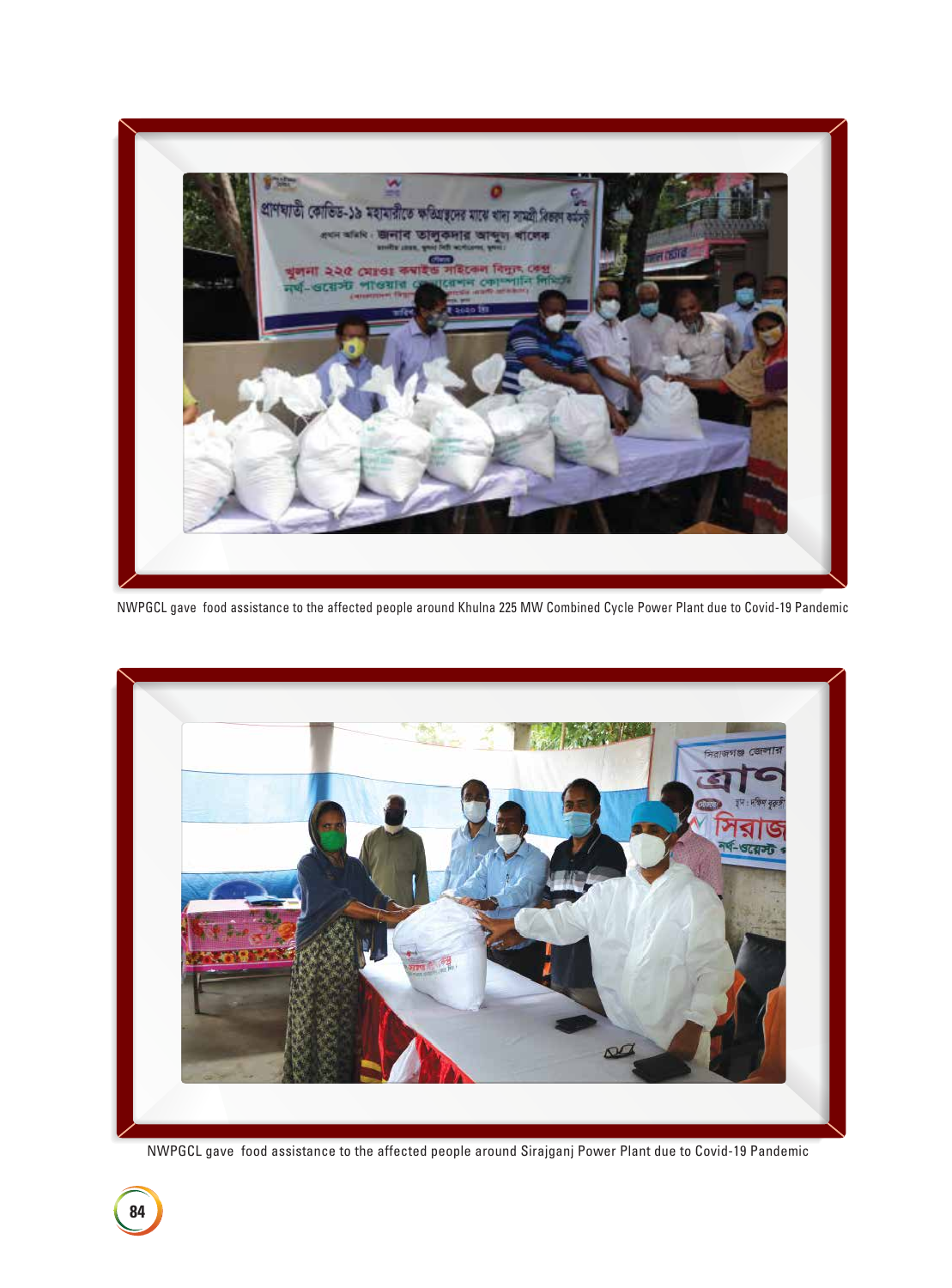NWPGCL gave food assistance to the affected people around Khulna 225 MW Combined Cycle Power Plant due to Covid-19 Pandemic

NWPGCL gave food assistance to the affected people around Sirajganj Power Plant due to Covid-19 Pandemic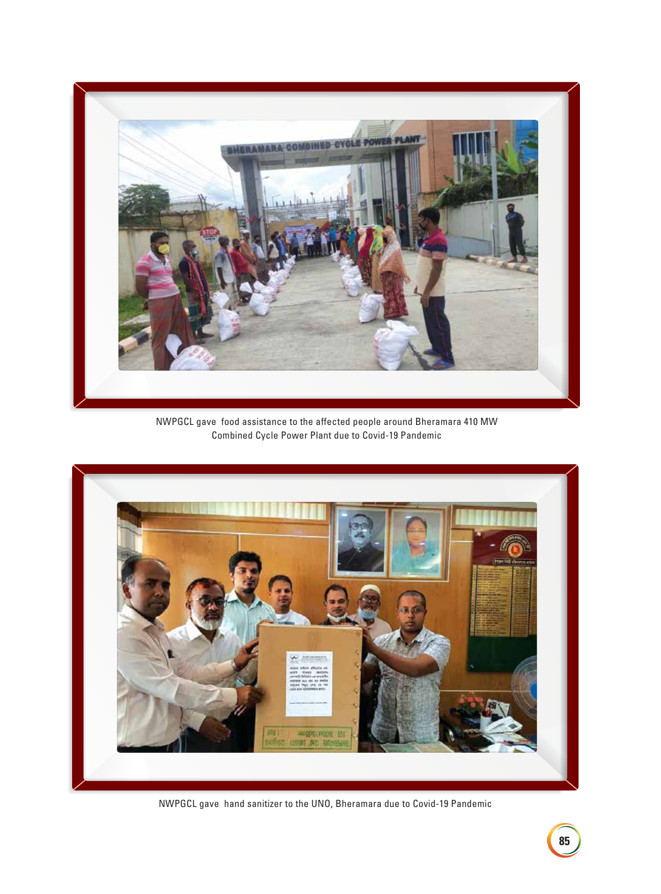NWPGCL gave food assistance to the affected people around Bheramara 410 MW Combined Cycle Power Plant due to Covid-19 Pandemic

NWPGCL gave hand sanitizer to the UNO, Bheramara due to Covid-19 Pandemic